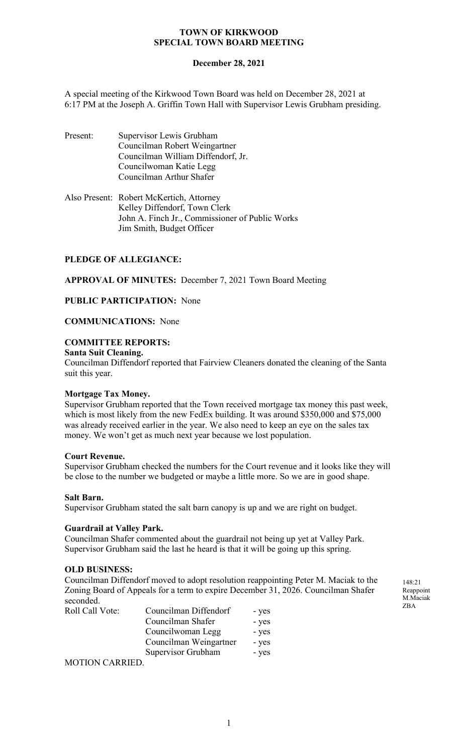# TOWN OF KIRKWOOD
## SPECIAL TOWN BOARD MEETING

**December 28, 2021**

A special meeting of the Kirkwood Town Board was held on December 28, 2021 at 6:17 PM at the Joseph A. Griffin Town Hall with Supervisor Lewis Grubham presiding.

Present:
- Supervisor Lewis Grubham
- Councilman Robert Weingartner
- Councilman William Diffendorf, Jr.
- Councilwoman Katie Legg
- Councilman Arthur Shafer

Also Present:
- Robert McKertich, Attorney
- Kelley Diffendorf, Town Clerk
- John A. Finch Jr., Commissioner of Public Works
- Jim Smith, Budget Officer

**PLEDGE OF ALLEGIANCE:**

**APPROVAL OF MINUTES:** December 7, 2021 Town Board Meeting

**PUBLIC PARTICIPATION:** None

**COMMUNICATIONS:** None

**COMMITTEE REPORTS:**

**Santa Suit Cleaning.**
Councilman Diffendorf reported that Fairview Cleaners donated the cleaning of the Santa suit this year.

**Mortgage Tax Money.**
Supervisor Grubham reported that the Town received mortgage tax money this past week, which is most likely from the new FedEx building. It was around $350,000 and $75,000 was already received earlier in the year. We also need to keep an eye on the sales tax money. We won't get as much next year because we lost population.

**Court Revenue.**
Supervisor Grubham checked the numbers for the Court revenue and it looks like they will be close to the number we budgeted or maybe a little more. So we are in good shape.

**Salt Barn.**
Supervisor Grubham stated the salt barn canopy is up and we are right on budget.

**Guardrail at Valley Park.**
Councilman Shafer commented about the guardrail not being up yet at Valley Park. Supervisor Grubham said the last he heard is that it will be going up this spring.

**OLD BUSINESS:**

148:21 Reappoint M.Maciak ZBA

Councilman Diffendorf moved to adopt resolution reappointing Peter M. Maciak to the Zoning Board of Appeals for a term to expire December 31, 2026. Councilman Shafer seconded.

| Roll Call Vote: | | |
|---|---|---|
| | Councilman Diffendorf | - yes |
| | Councilman Shafer | - yes |
| | Councilwoman Legg | - yes |
| | Councilman Weingartner | - yes |
| | Supervisor Grubham | - yes |

MOTION CARRIED.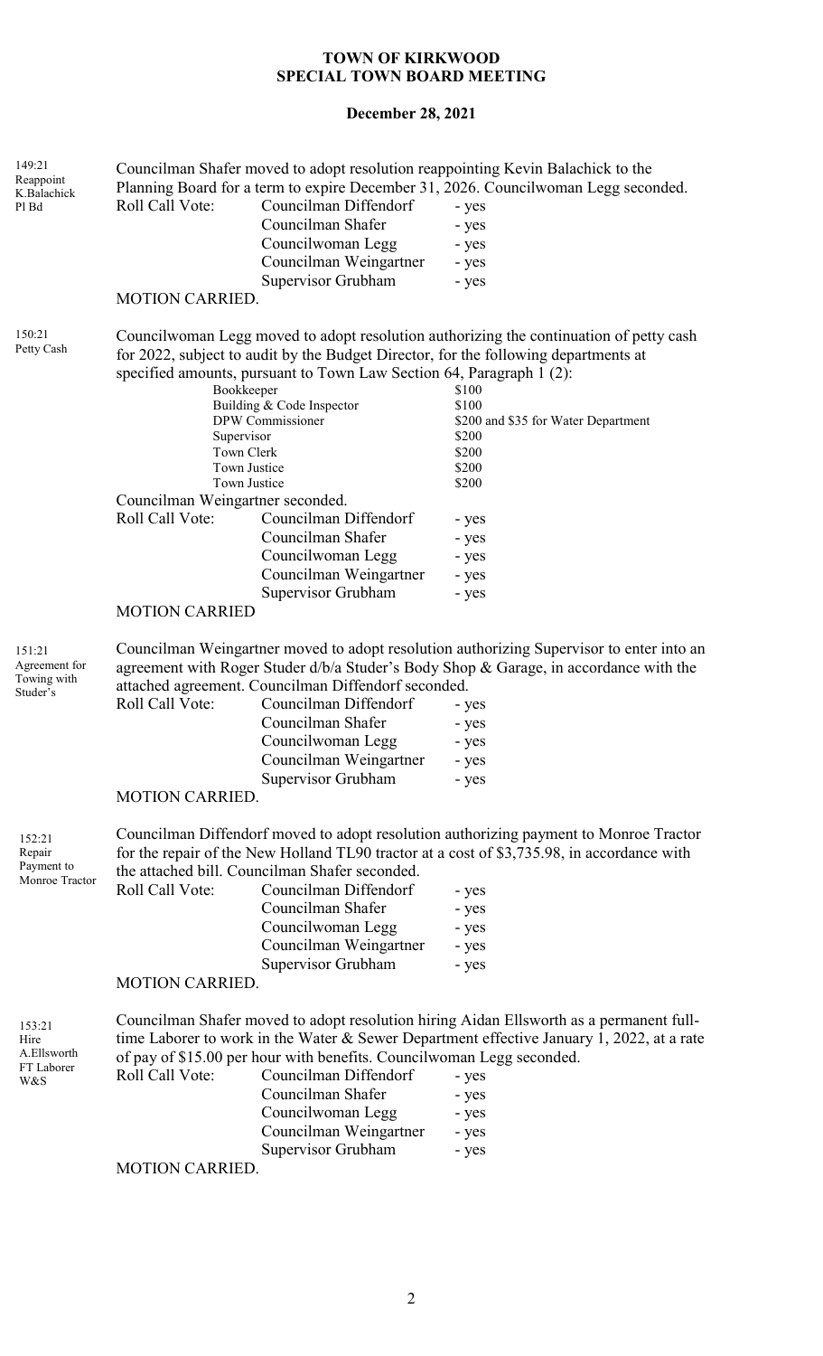**TOWN OF KIRKWOOD**
**SPECIAL TOWN BOARD MEETING**

**December 28, 2021**

149:21
Reappoint
K.Balachick
Pl Bd

Councilman Shafer moved to adopt resolution reappointing Kevin Balachick to the Planning Board for a term to expire December 31, 2026. Councilwoman Legg seconded.

Roll Call Vote:
Councilman Diffendorf - yes
Councilman Shafer - yes
Councilwoman Legg - yes
Councilman Weingartner - yes
Supervisor Grubham - yes

MOTION CARRIED.

150:21
Petty Cash

Councilwoman Legg moved to adopt resolution authorizing the continuation of petty cash for 2022, subject to audit by the Budget Director, for the following departments at specified amounts, pursuant to Town Law Section 64, Paragraph 1 (2):

| Department | Amount |
| --- | --- |
| Bookkeeper | $100 |
| Building & Code Inspector | $100 |
| DPW Commissioner | $200 and $35 for Water Department |
| Supervisor | $200 |
| Town Clerk | $200 |
| Town Justice | $200 |
| Town Justice | $200 |

Councilman Weingartner seconded.

Roll Call Vote:
Councilman Diffendorf - yes
Councilman Shafer - yes
Councilwoman Legg - yes
Councilman Weingartner - yes
Supervisor Grubham - yes

MOTION CARRIED

151:21
Agreement for
Towing with
Studer's

Councilman Weingartner moved to adopt resolution authorizing Supervisor to enter into an agreement with Roger Studer d/b/a Studer's Body Shop & Garage, in accordance with the attached agreement. Councilman Diffendorf seconded.

Roll Call Vote:
Councilman Diffendorf - yes
Councilman Shafer - yes
Councilwoman Legg - yes
Councilman Weingartner - yes
Supervisor Grubham - yes

MOTION CARRIED.

152:21
Repair
Payment to
Monroe Tractor

Councilman Diffendorf moved to adopt resolution authorizing payment to Monroe Tractor for the repair of the New Holland TL90 tractor at a cost of $3,735.98, in accordance with the attached bill. Councilman Shafer seconded.

Roll Call Vote:
Councilman Diffendorf - yes
Councilman Shafer - yes
Councilwoman Legg - yes
Councilman Weingartner - yes
Supervisor Grubham - yes

MOTION CARRIED.

153:21
Hire
A.Ellsworth
FT Laborer
W&S

Councilman Shafer moved to adopt resolution hiring Aidan Ellsworth as a permanent full-time Laborer to work in the Water & Sewer Department effective January 1, 2022, at a rate of pay of $15.00 per hour with benefits. Councilwoman Legg seconded.

Roll Call Vote:
Councilman Diffendorf - yes
Councilman Shafer - yes
Councilwoman Legg - yes
Councilman Weingartner - yes
Supervisor Grubham - yes

MOTION CARRIED.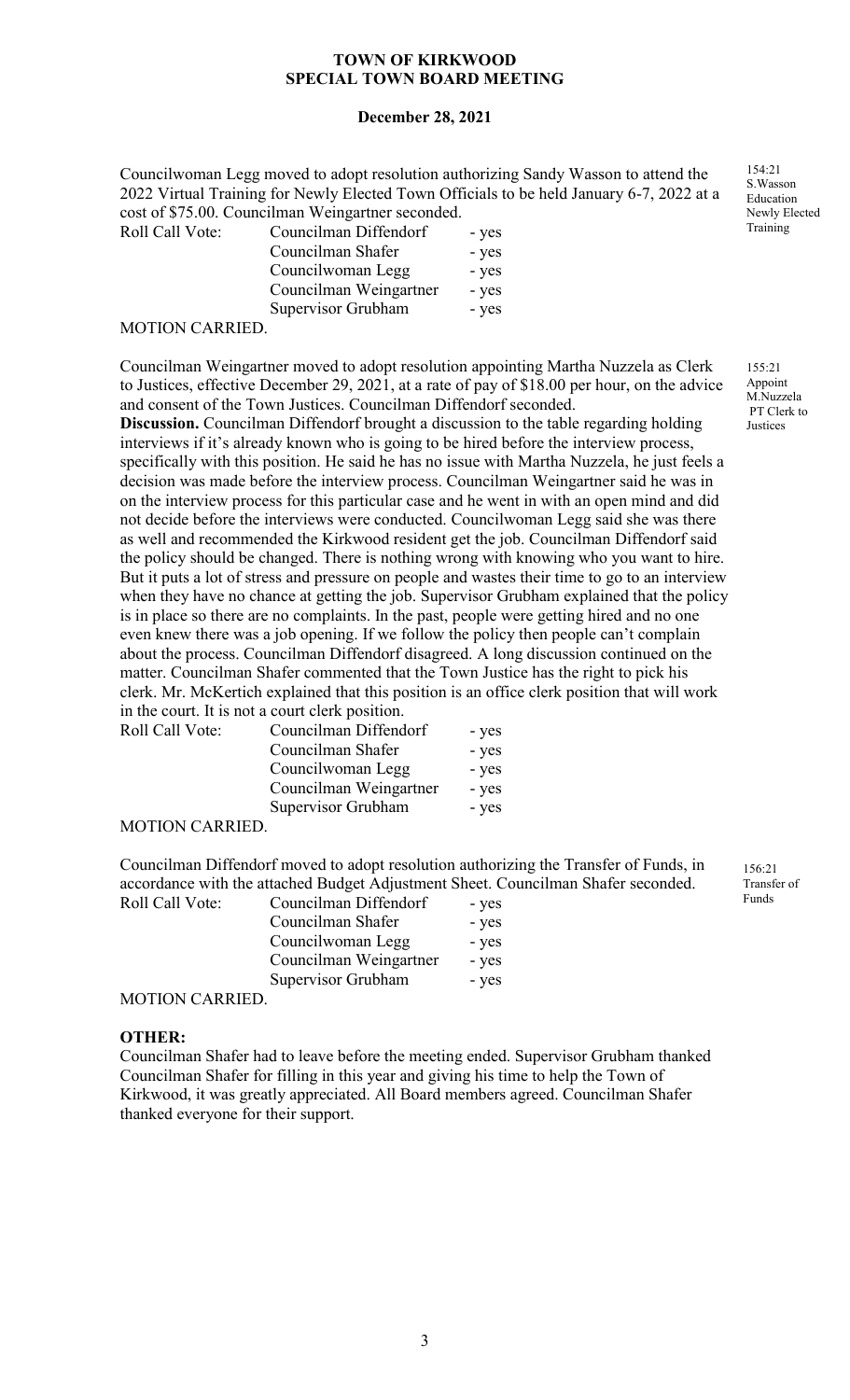**TOWN OF KIRKWOOD**
**SPECIAL TOWN BOARD MEETING**

**December 28, 2021**

Councilwoman Legg moved to adopt resolution authorizing Sandy Wasson to attend the 2022 Virtual Training for Newly Elected Town Officials to be held January 6-7, 2022 at a cost of $75.00. Councilman Weingartner seconded.

154:21 S.Wasson Education Newly Elected Training

| Roll Call Vote: | | |
|---|---|---|
| | Councilman Diffendorf | - yes |
| | Councilman Shafer | - yes |
| | Councilwoman Legg | - yes |
| | Councilman Weingartner | - yes |
| | Supervisor Grubham | - yes |

MOTION CARRIED.

Councilman Weingartner moved to adopt resolution appointing Martha Nuzzela as Clerk to Justices, effective December 29, 2021, at a rate of pay of $18.00 per hour, on the advice and consent of the Town Justices. Councilman Diffendorf seconded.

155:21 Appoint M.Nuzzela PT Clerk to Justices

**Discussion.** Councilman Diffendorf brought a discussion to the table regarding holding interviews if it's already known who is going to be hired before the interview process, specifically with this position. He said he has no issue with Martha Nuzzela, he just feels a decision was made before the interview process. Councilman Weingartner said he was in on the interview process for this particular case and he went in with an open mind and did not decide before the interviews were conducted. Councilwoman Legg said she was there as well and recommended the Kirkwood resident get the job. Councilman Diffendorf said the policy should be changed. There is nothing wrong with knowing who you want to hire. But it puts a lot of stress and pressure on people and wastes their time to go to an interview when they have no chance at getting the job. Supervisor Grubham explained that the policy is in place so there are no complaints. In the past, people were getting hired and no one even knew there was a job opening. If we follow the policy then people can't complain about the process. Councilman Diffendorf disagreed. A long discussion continued on the matter. Councilman Shafer commented that the Town Justice has the right to pick his clerk. Mr. McKertich explained that this position is an office clerk position that will work in the court. It is not a court clerk position.

| Roll Call Vote: | | |
|---|---|---|
| | Councilman Diffendorf | - yes |
| | Councilman Shafer | - yes |
| | Councilwoman Legg | - yes |
| | Councilman Weingartner | - yes |
| | Supervisor Grubham | - yes |

MOTION CARRIED.

Councilman Diffendorf moved to adopt resolution authorizing the Transfer of Funds, in accordance with the attached Budget Adjustment Sheet. Councilman Shafer seconded.

156:21 Transfer of Funds

| Roll Call Vote: | | |
|---|---|---|
| | Councilman Diffendorf | - yes |
| | Councilman Shafer | - yes |
| | Councilwoman Legg | - yes |
| | Councilman Weingartner | - yes |
| | Supervisor Grubham | - yes |

MOTION CARRIED.

**OTHER:**

Councilman Shafer had to leave before the meeting ended. Supervisor Grubham thanked Councilman Shafer for filling in this year and giving his time to help the Town of Kirkwood, it was greatly appreciated. All Board members agreed. Councilman Shafer thanked everyone for their support.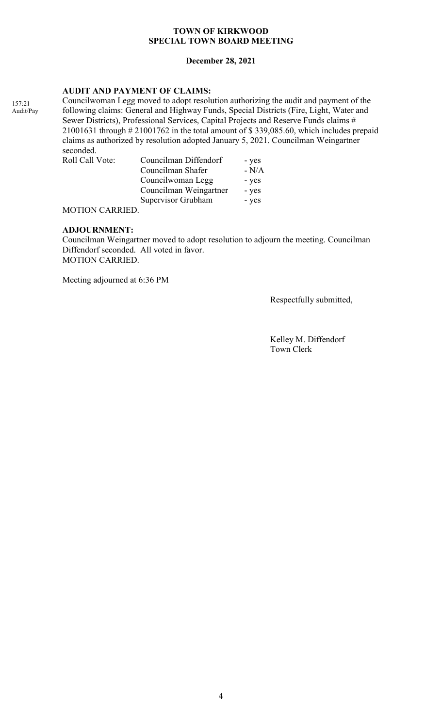**TOWN OF KIRKWOOD**
**SPECIAL TOWN BOARD MEETING**

**December 28, 2021**

**AUDIT AND PAYMENT OF CLAIMS:**

157:21
Audit/Pay

Councilwoman Legg moved to adopt resolution authorizing the audit and payment of the following claims: General and Highway Funds, Special Districts (Fire, Light, Water and Sewer Districts), Professional Services, Capital Projects and Reserve Funds claims # 21001631 through # 21001762 in the total amount of $ 339,085.60, which includes prepaid claims as authorized by resolution adopted January 5, 2021. Councilman Weingartner seconded.

| | | |
|---|---|---|
| Roll Call Vote: | Councilman Diffendorf | - yes |
| | Councilman Shafer | - N/A |
| | Councilwoman Legg | - yes |
| | Councilman Weingartner | - yes |
| | Supervisor Grubham | - yes |

MOTION CARRIED.

**ADJOURNMENT:**

Councilman Weingartner moved to adopt resolution to adjourn the meeting. Councilman Diffendorf seconded. All voted in favor.
MOTION CARRIED.

Meeting adjourned at 6:36 PM

Respectfully submitted,

Kelley M. Diffendorf
Town Clerk